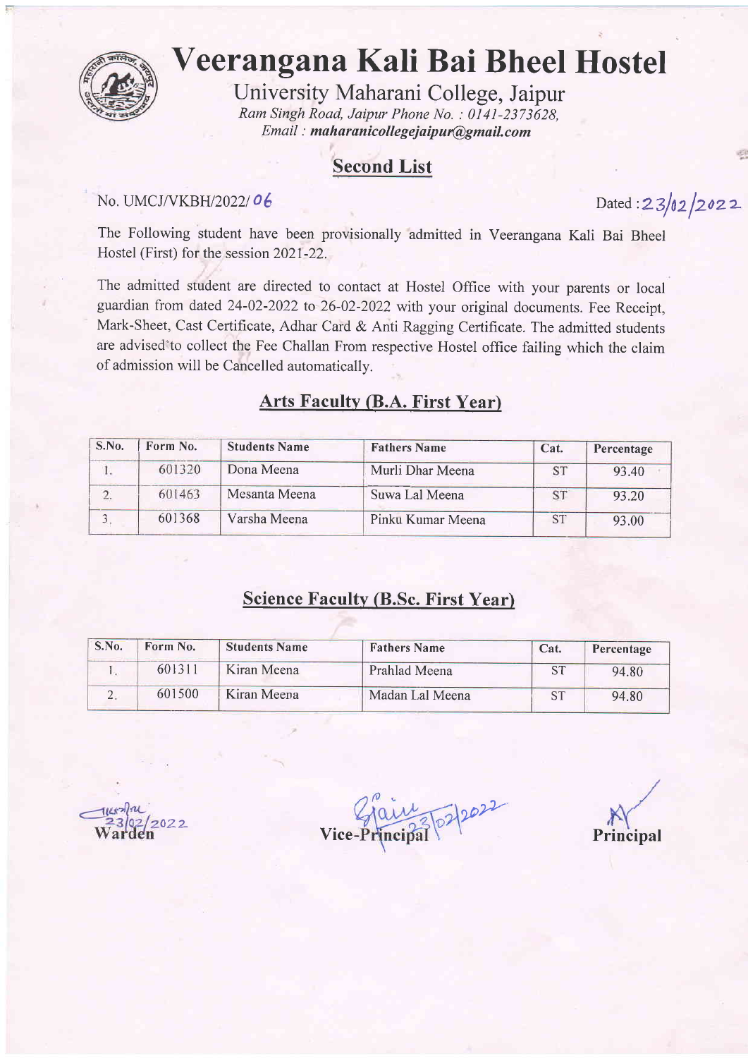# Veerangana Kali Bai Bheel Hostel

University Maharani College, Jaipur

*Ram Singh Road, Jaipur Phone No. : 0141-2373628,*
*Email : **maharanicollegejaipur@gmail.com***

## Second List

No. UMCJ/VKBH/2022/ 06

Dated : 23/02/2022

The Following student have been provisionally admitted in Veerangana Kali Bai Bheel Hostel (First) for the session 2021-22.

The admitted student are directed to contact at Hostel Office with your parents or local guardian from dated 24-02-2022 to 26-02-2022 with your original documents. Fee Receipt, Mark-Sheet, Cast Certificate, Adhar Card & Anti Ragging Certificate. The admitted students are advised to collect the Fee Challan From respective Hostel office failing which the claim of admission will be Cancelled automatically.

### Arts Faculty (B.A. First Year)

| S.No. | Form No. | Students Name | Fathers Name | Cat. | Percentage |
|---|---|---|---|---|---|
| 1. | 601320 | Dona Meena | Murli Dhar Meena | ST | 93.40 |
| 2. | 601463 | Mesanta Meena | Suwa Lal Meena | ST | 93.20 |
| 3. | 601368 | Varsha Meena | Pinku Kumar Meena | ST | 93.00 |

### Science Faculty (B.Sc. First Year)

| S.No. | Form No. | Students Name | Fathers Name | Cat. | Percentage |
|---|---|---|---|---|---|
| 1. | 601311 | Kiran Meena | Prahlad Meena | ST | 94.80 |
| 2. | 601500 | Kiran Meena | Madan Lal Meena | ST | 94.80 |

23/02/2022
**Warden**

23/02/2022
**Vice-Principal**

**Principal**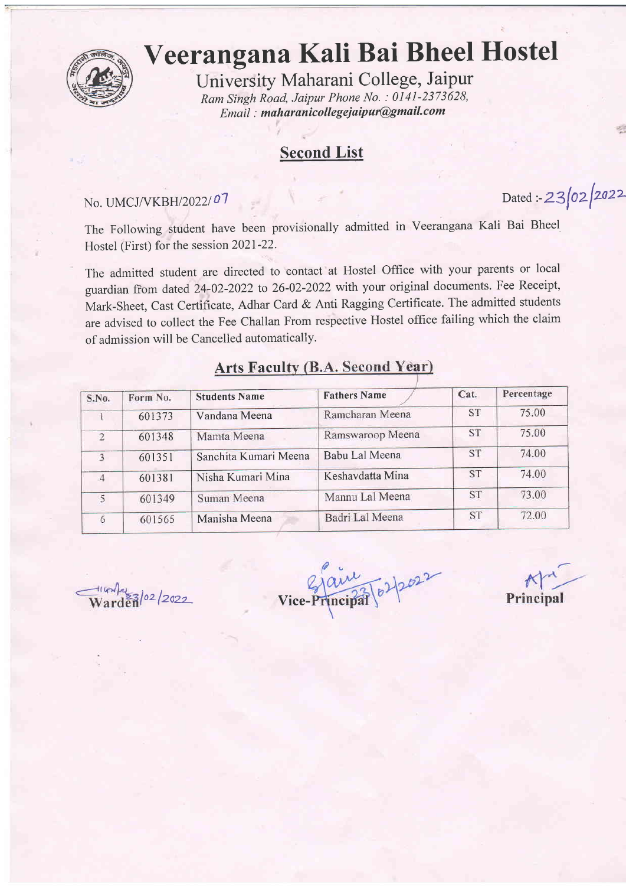# Veerangana Kali Bai Bheel Hostel

University Maharani College, Jaipur

*Ram Singh Road, Jaipur Phone No. : 0141-2373628,*
*Email : **maharanicollegejaipur@gmail.com***

## Second List

No. UMCJ/VKBH/2022/07

Dated :- 23/02/2022

The Following student have been provisionally admitted in Veerangana Kali Bai Bheel Hostel (First) for the session 2021-22.

The admitted student are directed to contact at Hostel Office with your parents or local guardian from dated 24-02-2022 to 26-02-2022 with your original documents. Fee Receipt, Mark-Sheet, Cast Certificate, Adhar Card & Anti Ragging Certificate. The admitted students are advised to collect the Fee Challan From respective Hostel office failing which the claim of admission will be Cancelled automatically.

### Arts Faculty (B.A. Second Year)

| S.No. | Form No. | Students Name | Fathers Name | Cat. | Percentage |
|---|---|---|---|---|---|
| 1 | 601373 | Vandana Meena | Ramcharan Meena | ST | 75.00 |
| 2 | 601348 | Mamta Meena | Ramswaroop Meena | ST | 75.00 |
| 3 | 601351 | Sanchita Kumari Meena | Babu Lal Meena | ST | 74.00 |
| 4 | 601381 | Nisha Kumari Mina | Keshavdatta Mina | ST | 74.00 |
| 5 | 601349 | Suman Meena | Mannu Lal Meena | ST | 73.00 |
| 6 | 601565 | Manisha Meena | Badri Lal Meena | ST | 72.00 |

Warden 23/02/2022 Vice-Principal 23/02/2022 Principal